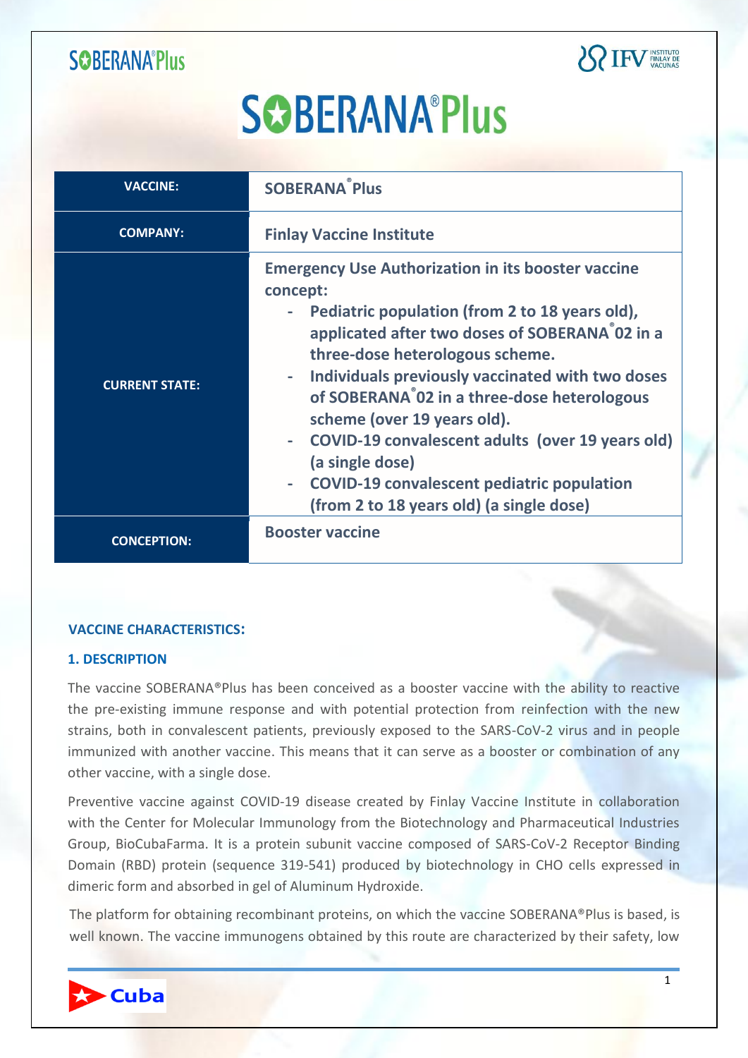# SOBERANA®Plus

| VACCINE: | SOBERANA® Plus |
|---|---|
| COMPANY: | Finlay Vaccine Institute |
| CURRENT STATE: | Emergency Use Authorization in its booster vaccine concept:<br>- Pediatric population (from 2 to 18 years old), applicated after two doses of SOBERANA® 02 in a three-dose heterologous scheme.<br>- Individuals previously vaccinated with two doses of SOBERANA® 02 in a three-dose heterologous scheme (over 19 years old).<br>- COVID-19 convalescent adults (over 19 years old) (a single dose)<br>- COVID-19 convalescent pediatric population (from 2 to 18 years old) (a single dose) |
| CONCEPTION: | Booster vaccine |

## VACCINE CHARACTERISTICS:

### 1. DESCRIPTION

The vaccine SOBERANA®Plus has been conceived as a booster vaccine with the ability to reactive the pre-existing immune response and with potential protection from reinfection with the new strains, both in convalescent patients, previously exposed to the SARS-CoV-2 virus and in people immunized with another vaccine. This means that it can serve as a booster or combination of any other vaccine, with a single dose.

Preventive vaccine against COVID-19 disease created by Finlay Vaccine Institute in collaboration with the Center for Molecular Immunology from the Biotechnology and Pharmaceutical Industries Group, BioCubaFarma. It is a protein subunit vaccine composed of SARS-CoV-2 Receptor Binding Domain (RBD) protein (sequence 319-541) produced by biotechnology in CHO cells expressed in dimeric form and absorbed in gel of Aluminum Hydroxide.

The platform for obtaining recombinant proteins, on which the vaccine SOBERANA®Plus is based, is well known. The vaccine immunogens obtained by this route are characterized by their safety, low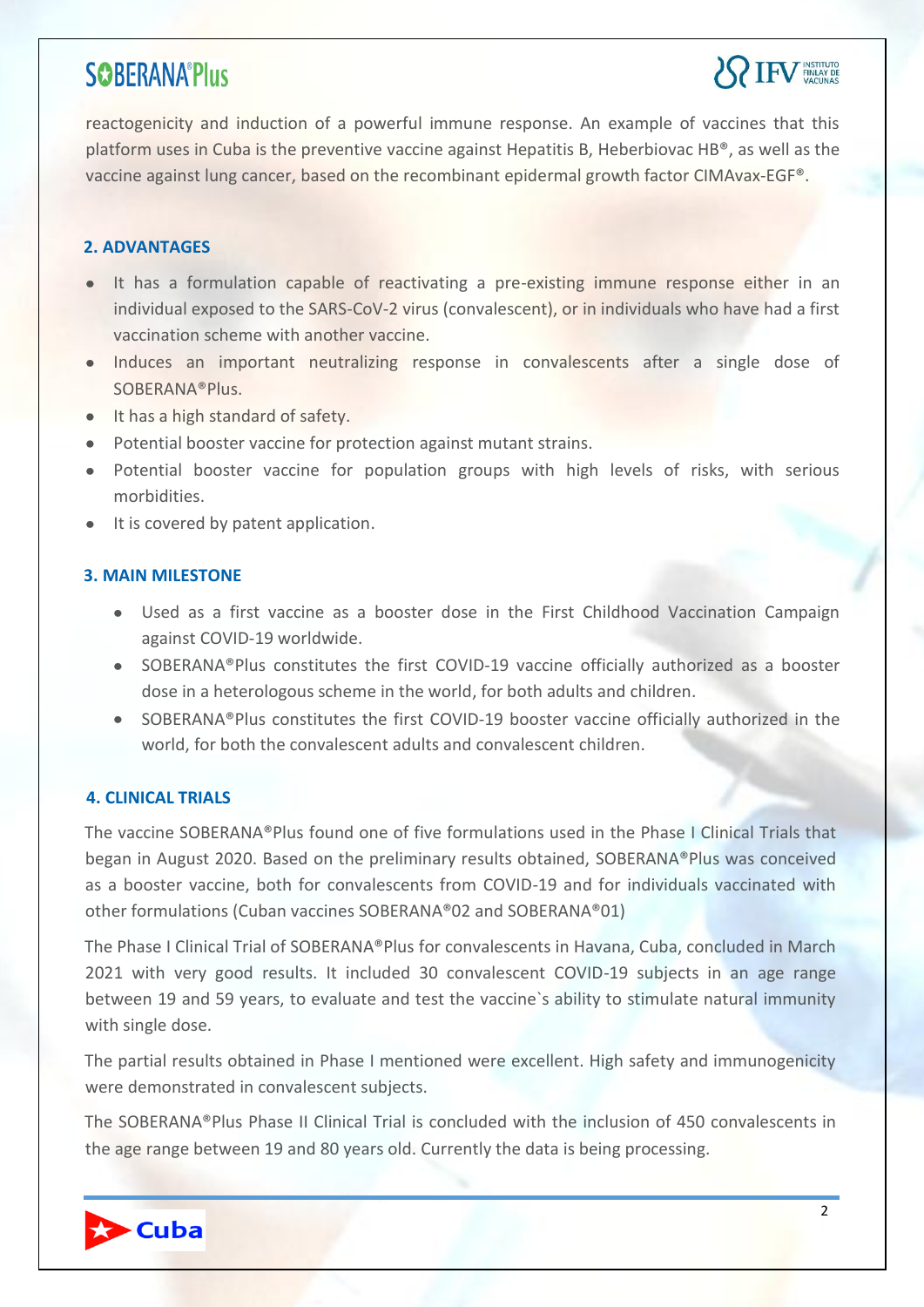reactogenicity and induction of a powerful immune response. An example of vaccines that this platform uses in Cuba is the preventive vaccine against Hepatitis B, Heberbiovac HB®, as well as the vaccine against lung cancer, based on the recombinant epidermal growth factor CIMAvax-EGF®.

## 2. ADVANTAGES

- It has a formulation capable of reactivating a pre-existing immune response either in an individual exposed to the SARS-CoV-2 virus (convalescent), or in individuals who have had a first vaccination scheme with another vaccine.
- Induces an important neutralizing response in convalescents after a single dose of SOBERANA®Plus.
- It has a high standard of safety.
- Potential booster vaccine for protection against mutant strains.
- Potential booster vaccine for population groups with high levels of risks, with serious morbidities.
- It is covered by patent application.

## 3. MAIN MILESTONE

- Used as a first vaccine as a booster dose in the First Childhood Vaccination Campaign against COVID-19 worldwide.
- SOBERANA®Plus constitutes the first COVID-19 vaccine officially authorized as a booster dose in a heterologous scheme in the world, for both adults and children.
- SOBERANA®Plus constitutes the first COVID-19 booster vaccine officially authorized in the world, for both the convalescent adults and convalescent children.

## 4. CLINICAL TRIALS

The vaccine SOBERANA®Plus found one of five formulations used in the Phase I Clinical Trials that began in August 2020. Based on the preliminary results obtained, SOBERANA®Plus was conceived as a booster vaccine, both for convalescents from COVID-19 and for individuals vaccinated with other formulations (Cuban vaccines SOBERANA®02 and SOBERANA®01)

The Phase I Clinical Trial of SOBERANA®Plus for convalescents in Havana, Cuba, concluded in March 2021 with very good results. It included 30 convalescent COVID-19 subjects in an age range between 19 and 59 years, to evaluate and test the vaccine`s ability to stimulate natural immunity with single dose.

The partial results obtained in Phase I mentioned were excellent. High safety and immunogenicity were demonstrated in convalescent subjects.

The SOBERANA®Plus Phase II Clinical Trial is concluded with the inclusion of 450 convalescents in the age range between 19 and 80 years old. Currently the data is being processing.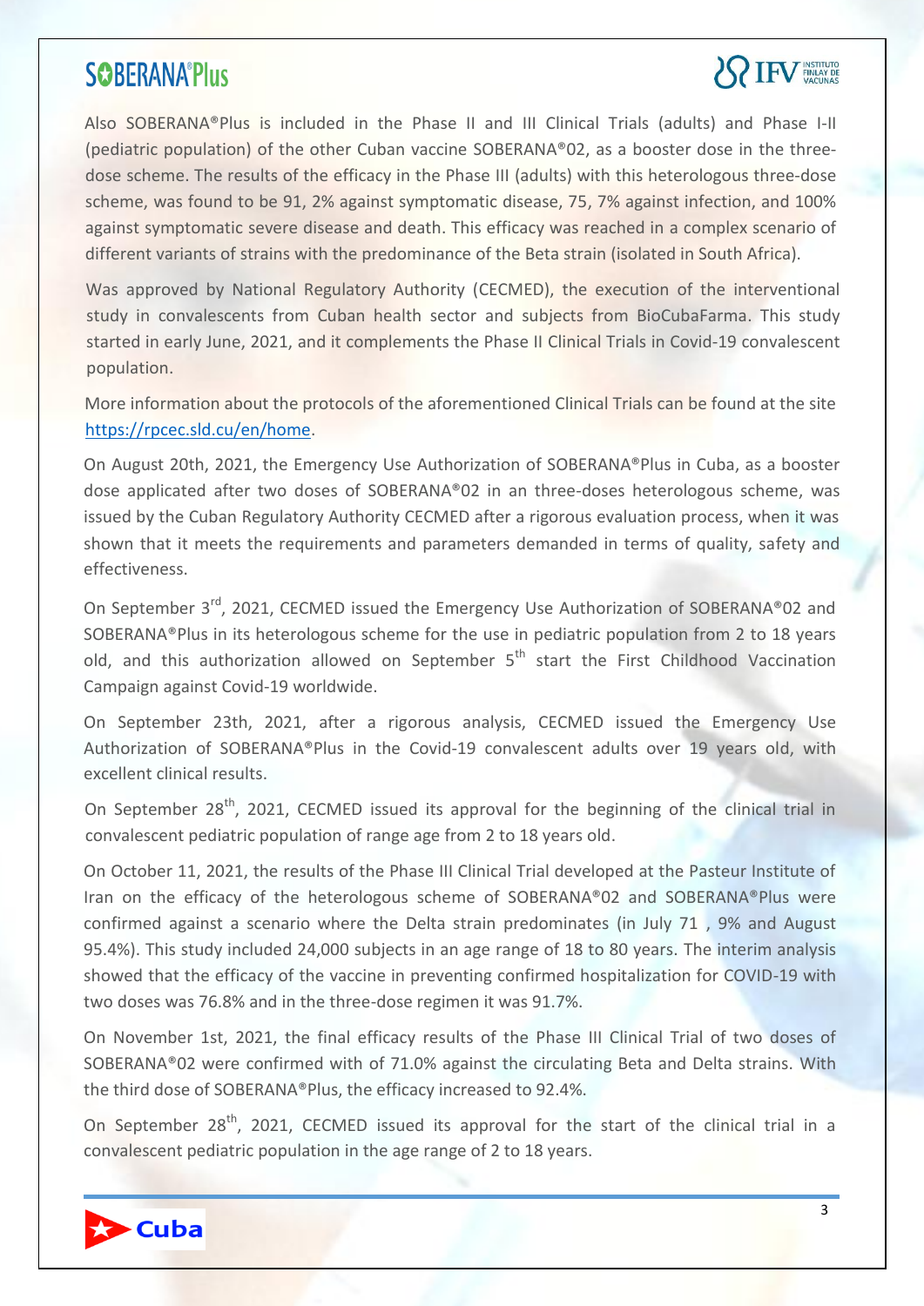Also SOBERANA®Plus is included in the Phase II and III Clinical Trials (adults) and Phase I-II (pediatric population) of the other Cuban vaccine SOBERANA®02, as a booster dose in the three-dose scheme. The results of the efficacy in the Phase III (adults) with this heterologous three-dose scheme, was found to be 91, 2% against symptomatic disease, 75, 7% against infection, and 100% against symptomatic severe disease and death. This efficacy was reached in a complex scenario of different variants of strains with the predominance of the Beta strain (isolated in South Africa).

Was approved by National Regulatory Authority (CECMED), the execution of the interventional study in convalescents from Cuban health sector and subjects from BioCubaFarma. This study started in early June, 2021, and it complements the Phase II Clinical Trials in Covid-19 convalescent population.

More information about the protocols of the aforementioned Clinical Trials can be found at the site https://rpcec.sld.cu/en/home.

On August 20th, 2021, the Emergency Use Authorization of SOBERANA®Plus in Cuba, as a booster dose applicated after two doses of SOBERANA®02 in an three-doses heterologous scheme, was issued by the Cuban Regulatory Authority CECMED after a rigorous evaluation process, when it was shown that it meets the requirements and parameters demanded in terms of quality, safety and effectiveness.

On September 3rd, 2021, CECMED issued the Emergency Use Authorization of SOBERANA®02 and SOBERANA®Plus in its heterologous scheme for the use in pediatric population from 2 to 18 years old, and this authorization allowed on September 5th start the First Childhood Vaccination Campaign against Covid-19 worldwide.

On September 23th, 2021, after a rigorous analysis, CECMED issued the Emergency Use Authorization of SOBERANA®Plus in the Covid-19 convalescent adults over 19 years old, with excellent clinical results.

On September 28th, 2021, CECMED issued its approval for the beginning of the clinical trial in convalescent pediatric population of range age from 2 to 18 years old.

On October 11, 2021, the results of the Phase III Clinical Trial developed at the Pasteur Institute of Iran on the efficacy of the heterologous scheme of SOBERANA®02 and SOBERANA®Plus were confirmed against a scenario where the Delta strain predominates (in July 71 , 9% and August 95.4%). This study included 24,000 subjects in an age range of 18 to 80 years. The interim analysis showed that the efficacy of the vaccine in preventing confirmed hospitalization for COVID-19 with two doses was 76.8% and in the three-dose regimen it was 91.7%.

On November 1st, 2021, the final efficacy results of the Phase III Clinical Trial of two doses of SOBERANA®02 were confirmed with of 71.0% against the circulating Beta and Delta strains. With the third dose of SOBERANA®Plus, the efficacy increased to 92.4%.

On September 28th, 2021, CECMED issued its approval for the start of the clinical trial in a convalescent pediatric population in the age range of 2 to 18 years.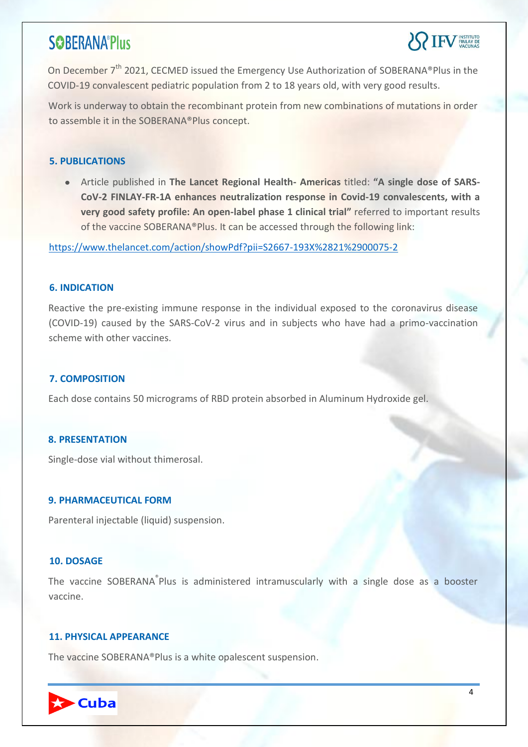On December 7th 2021, CECMED issued the Emergency Use Authorization of SOBERANA®Plus in the COVID-19 convalescent pediatric population from 2 to 18 years old, with very good results.

Work is underway to obtain the recombinant protein from new combinations of mutations in order to assemble it in the SOBERANA®Plus concept.

## 5. PUBLICATIONS

- Article published in **The Lancet Regional Health- Americas** titled: **"A single dose of SARS-CoV-2 FINLAY-FR-1A enhances neutralization response in Covid-19 convalescents, with a very good safety profile: An open-label phase 1 clinical trial"** referred to important results of the vaccine SOBERANA®Plus. It can be accessed through the following link:

https://www.thelancet.com/action/showPdf?pii=S2667-193X%2821%2900075-2

## 6. INDICATION

Reactive the pre-existing immune response in the individual exposed to the coronavirus disease (COVID-19) caused by the SARS-CoV-2 virus and in subjects who have had a primo-vaccination scheme with other vaccines.

## 7. COMPOSITION

Each dose contains 50 micrograms of RBD protein absorbed in Aluminum Hydroxide gel.

## 8. PRESENTATION

Single-dose vial without thimerosal.

## 9. PHARMACEUTICAL FORM

Parenteral injectable (liquid) suspension.

## 10. DOSAGE

The vaccine SOBERANA®Plus is administered intramuscularly with a single dose as a booster vaccine.

## 11. PHYSICAL APPEARANCE

The vaccine SOBERANA®Plus is a white opalescent suspension.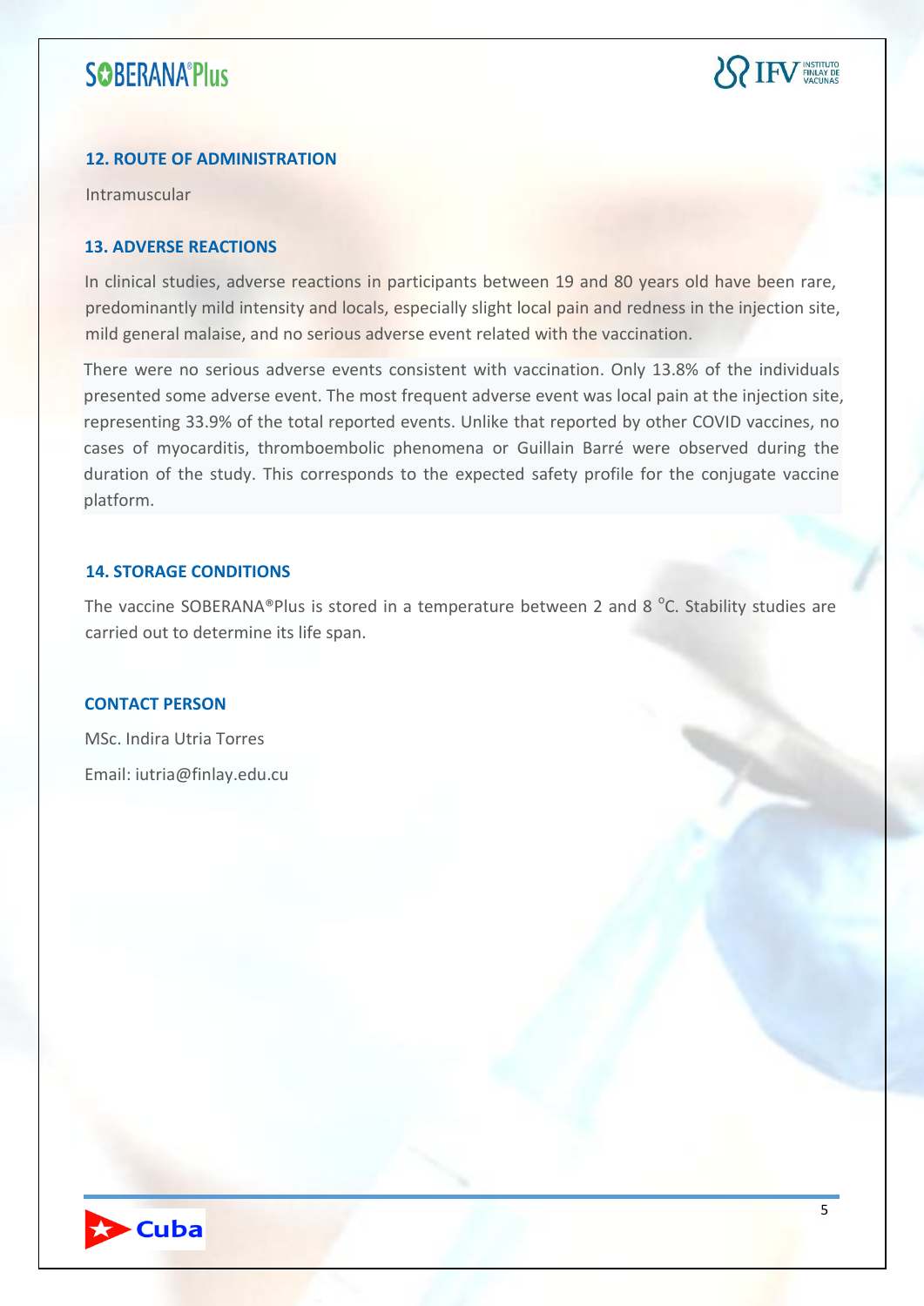## 12. ROUTE OF ADMINISTRATION

Intramuscular

## 13. ADVERSE REACTIONS

In clinical studies, adverse reactions in participants between 19 and 80 years old have been rare, predominantly mild intensity and locals, especially slight local pain and redness in the injection site, mild general malaise, and no serious adverse event related with the vaccination.

There were no serious adverse events consistent with vaccination. Only 13.8% of the individuals presented some adverse event. The most frequent adverse event was local pain at the injection site, representing 33.9% of the total reported events. Unlike that reported by other COVID vaccines, no cases of myocarditis, thromboembolic phenomena or Guillain Barré were observed during the duration of the study. This corresponds to the expected safety profile for the conjugate vaccine platform.

## 14. STORAGE CONDITIONS

The vaccine SOBERANA®Plus is stored in a temperature between 2 and 8 °C. Stability studies are carried out to determine its life span.

## CONTACT PERSON

MSc. Indira Utria Torres

Email: iutria@finlay.edu.cu